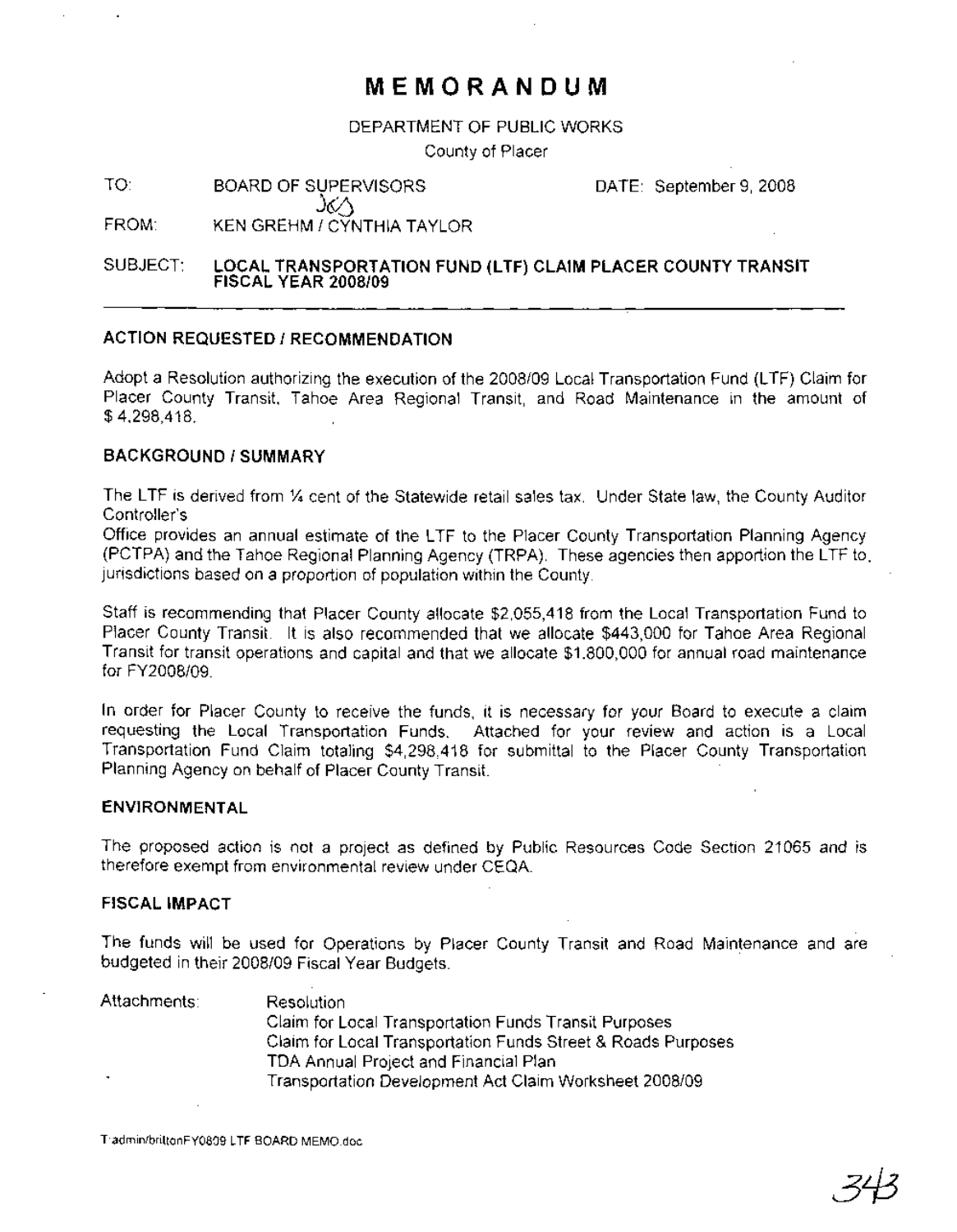# MEMORANDUM

DEPARTMENT OF PUBLIC WORKS

County of Placer

TO: BOARD OF SUPERVISORS DATE: September 9, 2008

FROM: KEN GREHM / CYNTHIA TAYLOR

SUBJECT: **LOCAL TRANSPORTATION FUND (LTF) CLAIM PLACER COUNTY TRANSIT FISCAL YEAR 2008/09**

---

## ACTION REQUESTED / RECOMMENDATION

Adopt a Resolution authorizing the execution of the 2008/09 Local Transportation Fund (LTF) Claim for Placer County Transit, Tahoe Area Regional Transit, and Road Maintenance in the amount of $ 4,298,418.

## BACKGROUND / SUMMARY

The LTF is derived from ¼ cent of the Statewide retail sales tax. Under State law, the County Auditor Controller's Office provides an annual estimate of the LTF to the Placer County Transportation Planning Agency (PCTPA) and the Tahoe Regional Planning Agency (TRPA). These agencies then apportion the LTF to jurisdictions based on a proportion of population within the County.

Staff is recommending that Placer County allocate $2,055,418 from the Local Transportation Fund to Placer County Transit. It is also recommended that we allocate $443,000 for Tahoe Area Regional Transit for transit operations and capital and that we allocate $1,800,000 for annual road maintenance for FY2008/09.

In order for Placer County to receive the funds, it is necessary for your Board to execute a claim requesting the Local Transportation Funds. Attached for your review and action is a Local Transportation Fund Claim totaling $4,298,418 for submittal to the Placer County Transportation Planning Agency on behalf of Placer County Transit.

## ENVIRONMENTAL

The proposed action is not a project as defined by Public Resources Code Section 21065 and is therefore exempt from environmental review under CEQA.

## FISCAL IMPACT

The funds will be used for Operations by Placer County Transit and Road Maintenance and are budgeted in their 2008/09 Fiscal Year Budgets.

Attachments:
- Resolution
- Claim for Local Transportation Funds Transit Purposes
- Claim for Local Transportation Funds Street & Roads Purposes
- TDA Annual Project and Financial Plan
- Transportation Development Act Claim Worksheet 2008/09

T:admin/brittonFY0809 LTF BOARD MEMO.doc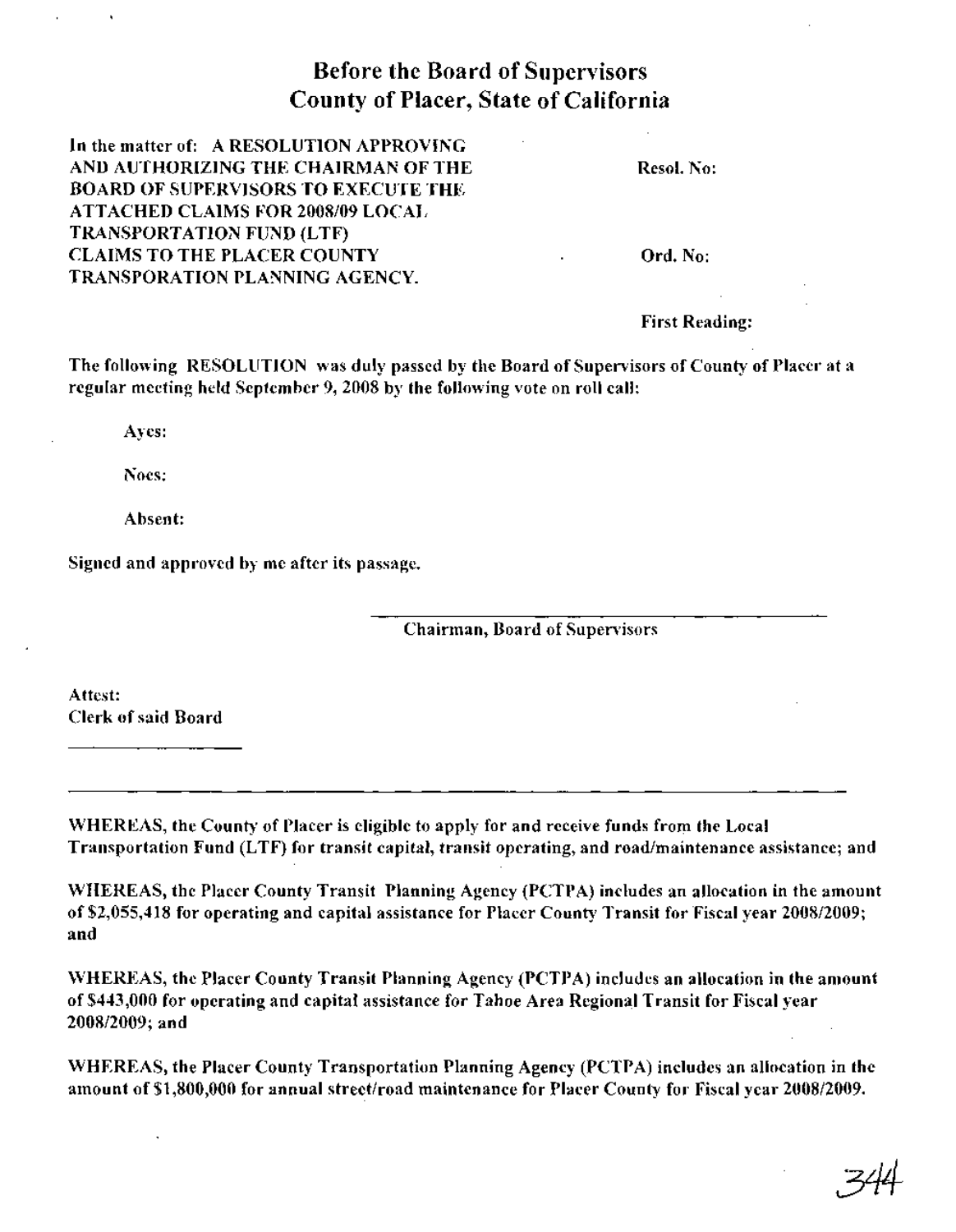# Before the Board of Supervisors
# County of Placer, State of California

**In the matter of: A RESOLUTION APPROVING AND AUTHORIZING THE CHAIRMAN OF THE BOARD OF SUPERVISORS TO EXECUTE THE ATTACHED CLAIMS FOR 2008/09 LOCAL TRANSPORTATION FUND (LTF) CLAIMS TO THE PLACER COUNTY TRANSPORATION PLANNING AGENCY.**

**Resol. No:**

**Ord. No:**

**First Reading:**

**The following RESOLUTION was duly passed by the Board of Supervisors of County of Placer at a regular meeting held September 9, 2008 by the following vote on roll call:**

**Ayes:**

**Noes:**

**Absent:**

**Signed and approved by me after its passage.**

\_\_\_\_\_\_\_\_\_\_\_\_\_\_\_\_\_\_\_\_\_\_\_\_\_\_\_\_\_\_\_\_\_\_\_\_\_\_
**Chairman, Board of Supervisors**

**Attest:**
**Clerk of said Board**

\_\_\_\_\_\_\_\_\_\_\_\_\_\_\_\_\_\_\_\_

---

**WHEREAS, the County of Placer is eligible to apply for and receive funds from the Local Transportation Fund (LTF) for transit capital, transit operating, and road/maintenance assistance; and**

**WHEREAS, the Placer County Transit Planning Agency (PCTPA) includes an allocation in the amount of $2,055,418 for operating and capital assistance for Placer County Transit for Fiscal year 2008/2009; and**

**WHEREAS, the Placer County Transit Planning Agency (PCTPA) includes an allocation in the amount of $443,000 for operating and capital assistance for Tahoe Area Regional Transit for Fiscal year 2008/2009; and**

**WHEREAS, the Placer County Transportation Planning Agency (PCTPA) includes an allocation in the amount of $1,800,000 for annual street/road maintenance for Placer County for Fiscal year 2008/2009.**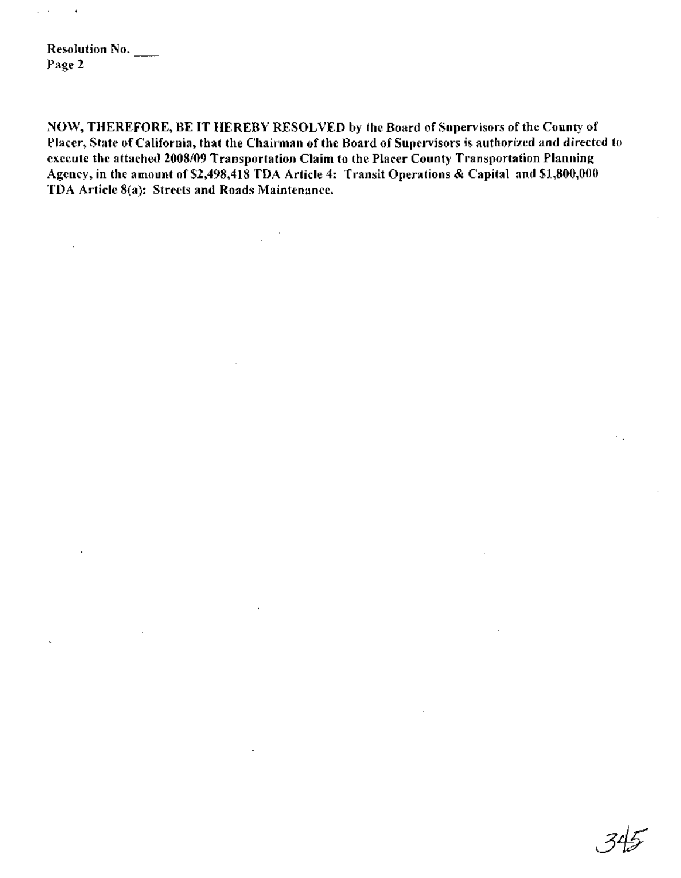Resolution No. ____
Page 2

**NOW, THEREFORE, BE IT HEREBY RESOLVED by the Board of Supervisors of the County of Placer, State of California, that the Chairman of the Board of Supervisors is authorized and directed to execute the attached 2008/09 Transportation Claim to the Placer County Transportation Planning Agency, in the amount of $2,498,418 TDA Article 4: Transit Operations & Capital and $1,800,000 TDA Article 8(a): Streets and Roads Maintenance.**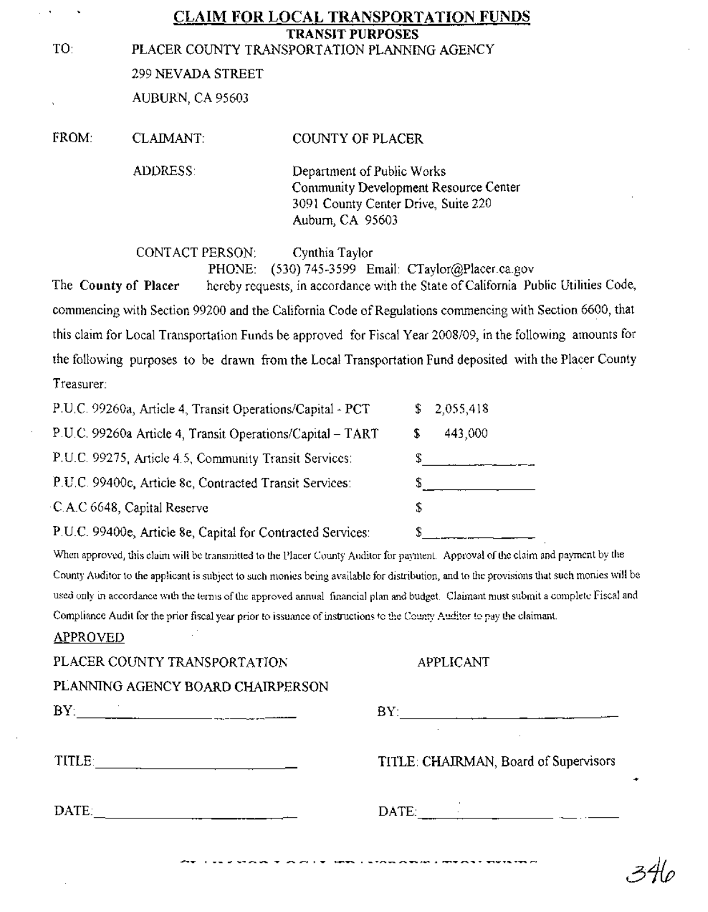# CLAIM FOR LOCAL TRANSPORTATION FUNDS

## TRANSIT PURPOSES

TO: PLACER COUNTY TRANSPORTATION PLANNING AGENCY
299 NEVADA STREET
AUBURN, CA 95603

FROM: CLAIMANT: COUNTY OF PLACER

ADDRESS: Department of Public Works
Community Development Resource Center
3091 County Center Drive, Suite 220
Auburn, CA 95603

CONTACT PERSON: Cynthia Taylor
PHONE: (530) 745-3599 Email: CTaylor@Placer.ca.gov

The **County of Placer** hereby requests, in accordance with the State of California Public Utilities Code, commencing with Section 99200 and the California Code of Regulations commencing with Section 6600, that this claim for Local Transportation Funds be approved for Fiscal Year 2008/09, in the following amounts for the following purposes to be drawn from the Local Transportation Fund deposited with the Placer County Treasurer:

| | |
|---|---|
| P.U.C. 99260a, Article 4, Transit Operations/Capital - PCT | $ 2,055,418 |
| P.U.C. 99260a Article 4, Transit Operations/Capital – TART | $ 443,000 |
| P.U.C. 99275, Article 4.5, Community Transit Services: | $ |
| P.U.C. 99400c, Article 8c, Contracted Transit Services: | $ |
| C.A.C 6648, Capital Reserve | $ |
| P.U.C. 99400e, Article 8e, Capital for Contracted Services: | $ |

When approved, this claim will be transmitted to the Placer County Auditor for payment. Approval of the claim and payment by the County Auditor to the applicant is subject to such monies being available for distribution, and to the provisions that such monies will be used only in accordance with the terms of the approved annual financial plan and budget. Claimant must submit a complete Fiscal and Compliance Audit for the prior fiscal year prior to issuance of instructions to the County Auditor to pay the claimant.

APPROVED

| PLACER COUNTY TRANSPORTATION PLANNING AGENCY BOARD CHAIRPERSON | APPLICANT |
|---|---|
| BY: ______________ | BY: ______________ |
| TITLE: ______________ | TITLE: CHAIRMAN, Board of Supervisors |
| DATE: ______________ | DATE: ______________ |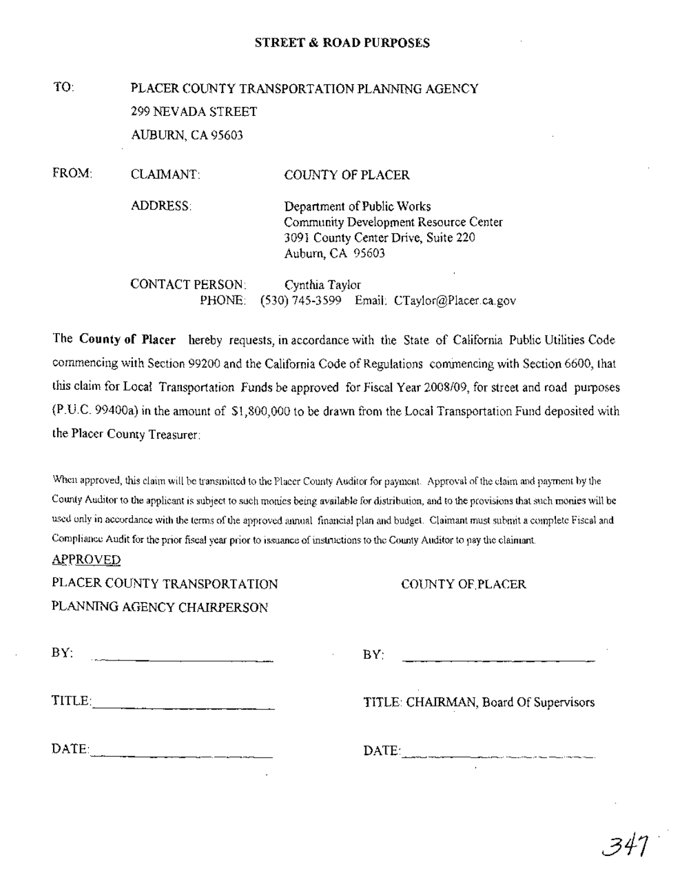## STREET & ROAD PURPOSES

TO: PLACER COUNTY TRANSPORTATION PLANNING AGENCY
299 NEVADA STREET
AUBURN, CA 95603

FROM: CLAIMANT: COUNTY OF PLACER

ADDRESS: Department of Public Works
Community Development Resource Center
3091 County Center Drive, Suite 220
Auburn, CA 95603

CONTACT PERSON: Cynthia Taylor
PHONE: (530) 745-3599 Email: CTaylor@Placer.ca.gov

The **County of Placer** hereby requests, in accordance with the State of California Public Utilities Code commencing with Section 99200 and the California Code of Regulations commencing with Section 6600, that this claim for Local Transportation Funds be approved for Fiscal Year 2008/09, for street and road purposes (P.U.C. 99400a) in the amount of $1,800,000 to be drawn from the Local Transportation Fund deposited with the Placer County Treasurer:

When approved, this claim will be transmitted to the Placer County Auditor for payment. Approval of the claim and payment by the County Auditor to the applicant is subject to such monies being available for distribution, and to the provisions that such monies will be used only in accordance with the terms of the approved annual financial plan and budget. Claimant must submit a complete Fiscal and Compliance Audit for the prior fiscal year prior to issuance of instructions to the County Auditor to pay the claimant.

APPROVED

| PLACER COUNTY TRANSPORTATION PLANNING AGENCY CHAIRPERSON | COUNTY OF PLACER |
| --- | --- |
| BY: ______________ | BY: ______________ |
| TITLE: ______________ | TITLE: CHAIRMAN, Board Of Supervisors |
| DATE: ______________ | DATE: ______________ |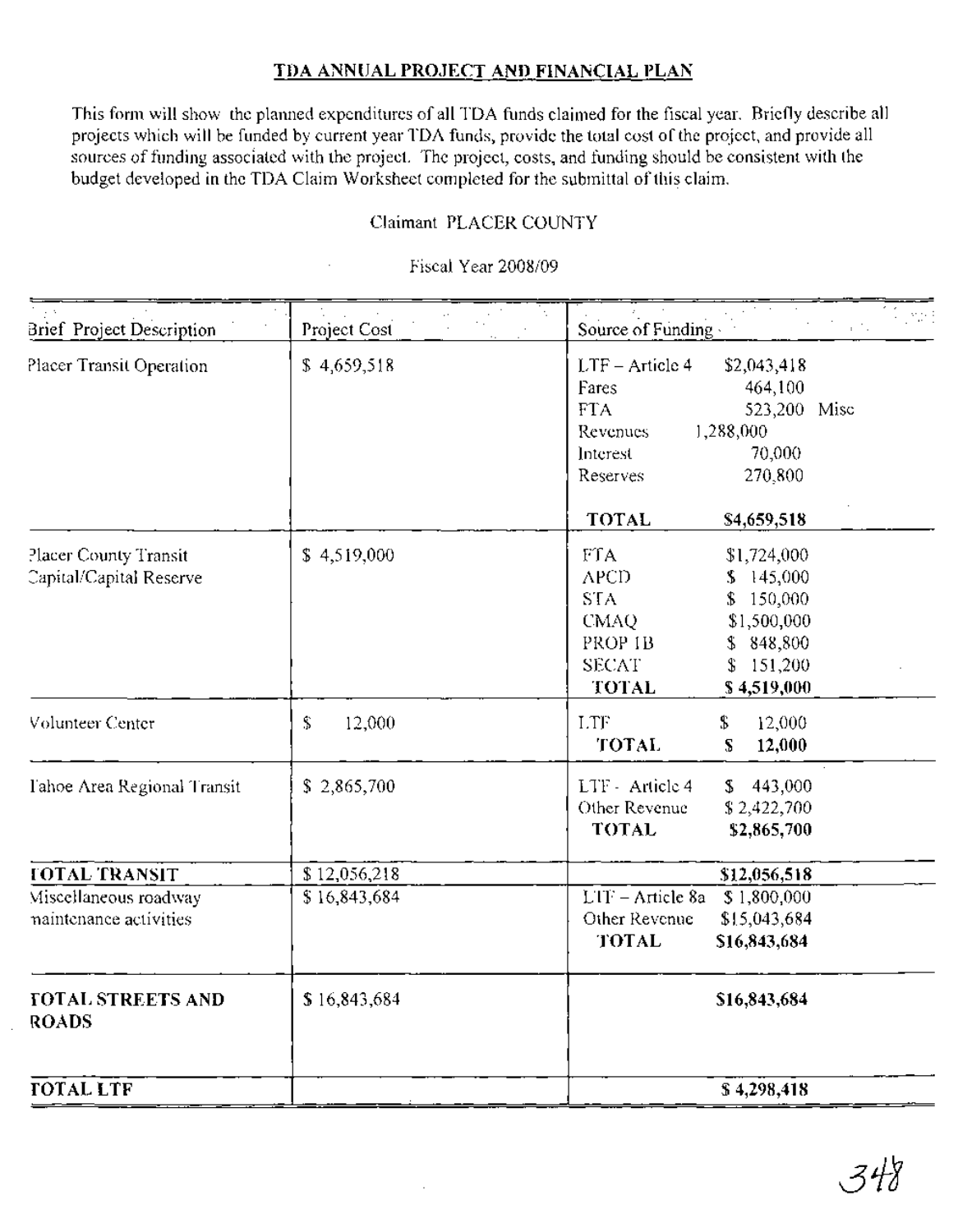## TDA ANNUAL PROJECT AND FINANCIAL PLAN

This form will show the planned expenditures of all TDA funds claimed for the fiscal year. Briefly describe all projects which will be funded by current year TDA funds, provide the total cost of the project, and provide all sources of funding associated with the project. The project, costs, and funding should be consistent with the budget developed in the TDA Claim Worksheet completed for the submittal of this claim.

Claimant PLACER COUNTY

Fiscal Year 2008/09

| Brief Project Description | Project Cost | Source of Funding |
|---|---|---|
| Placer Transit Operation | $ 4,659,518 | LTF – Article 4 $2,043,418<br>Fares 464,100<br>FTA 523,200 Misc<br>Revenues 1,288,000<br>Interest 70,000<br>Reserves 270,800<br>**TOTAL** **$4,659,518** |
| Placer County Transit Capital/Capital Reserve | $ 4,519,000 | FTA $1,724,000<br>APCD $ 145,000<br>STA $ 150,000<br>CMAQ $1,500,000<br>PROP 1B $ 848,800<br>SECAT $ 151,200<br>**TOTAL** **$ 4,519,000** |
| Volunteer Center | $ 12,000 | LTF $ 12,000<br>**TOTAL** **$ 12,000** |
| Tahoe Area Regional Transit | $ 2,865,700 | LTF - Article 4 $ 443,000<br>Other Revenue $ 2,422,700<br>**TOTAL** **$2,865,700** |
| **TOTAL TRANSIT** | $ 12,056,218 | **$12,056,518** |
| Miscellaneous roadway maintenance activities | $ 16,843,684 | LTF – Article 8a $ 1,800,000<br>Other Revenue $15,043,684<br>**TOTAL** **$16,843,684** |
| **TOTAL STREETS AND ROADS** | $ 16,843,684 | **$16,843,684** |
| **TOTAL LTF** | | **$ 4,298,418** |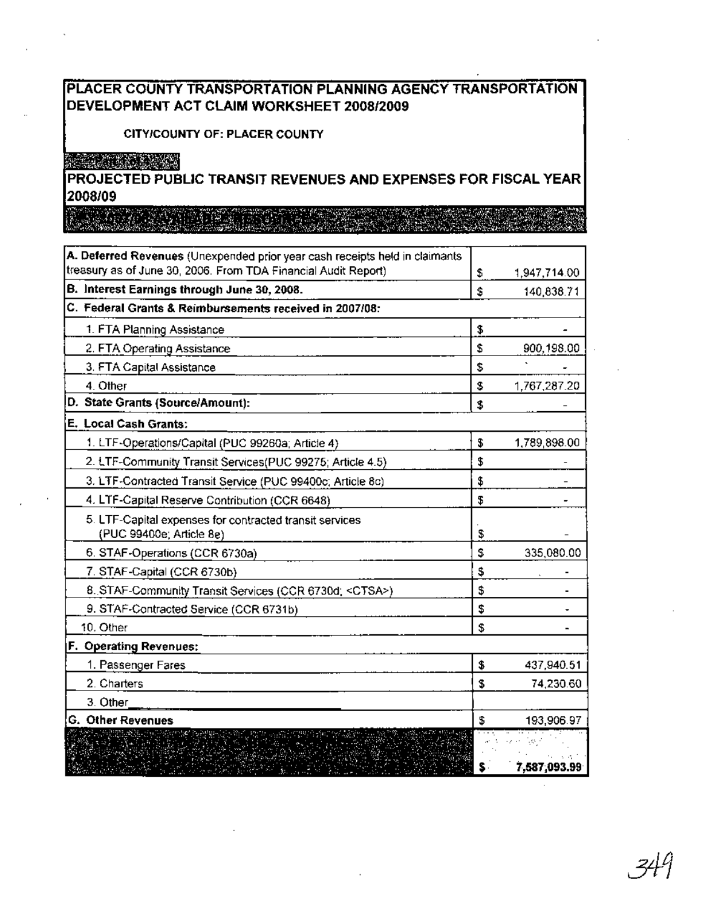# PLACER COUNTY TRANSPORTATION PLANNING AGENCY TRANSPORTATION DEVELOPMENT ACT CLAIM WORKSHEET 2008/2009

**CITY/COUNTY OF: PLACER COUNTY**

## PROJECTED PUBLIC TRANSIT REVENUES AND EXPENSES FOR FISCAL YEAR 2008/09

| | | |
|---|---|---|
| **A. Deferred Revenues** (Unexpended prior year cash receipts held in claimants treasury as of June 30, 2006. From TDA Financial Audit Report) | $ | 1,947,714.00 |
| **B. Interest Earnings through June 30, 2008.** | $ | 140,838.71 |
| **C. Federal Grants & Reimbursements received in 2007/08:** | | |
| 1. FTA Planning Assistance | $ | - |
| 2. FTA Operating Assistance | $ | 900,198.00 |
| 3. FTA Capital Assistance | $ | - |
| 4. Other | $ | 1,767,287.20 |
| **D. State Grants (Source/Amount):** | $ | - |
| **E. Local Cash Grants:** | | |
| 1. LTF-Operations/Capital (PUC 99260a; Article 4) | $ | 1,789,898.00 |
| 2. LTF-Community Transit Services(PUC 99275; Article 4.5) | $ | - |
| 3. LTF-Contracted Transit Service (PUC 99400c; Article 8c) | $ | - |
| 4. LTF-Capital Reserve Contribution (CCR 6648) | $ | - |
| 5. LTF-Capital expenses for contracted transit services (PUC 99400e; Article 8e) | $ | - |
| 6. STAF-Operations (CCR 6730a) | $ | 335,080.00 |
| 7. STAF-Capital (CCR 6730b) | $ | - |
| 8. STAF-Community Transit Services (CCR 6730d; <CTSA>) | $ | - |
| 9. STAF-Contracted Service (CCR 6731b) | $ | - |
| 10. Other | $ | - |
| **F. Operating Revenues:** | | |
| 1. Passenger Fares | $ | 437,940.51 |
| 2. Charters | $ | 74,230.60 |
| 3. Other | | |
| **G. Other Revenues** | $ | 193,906.97 |
| | $ | 7,587,093.99 |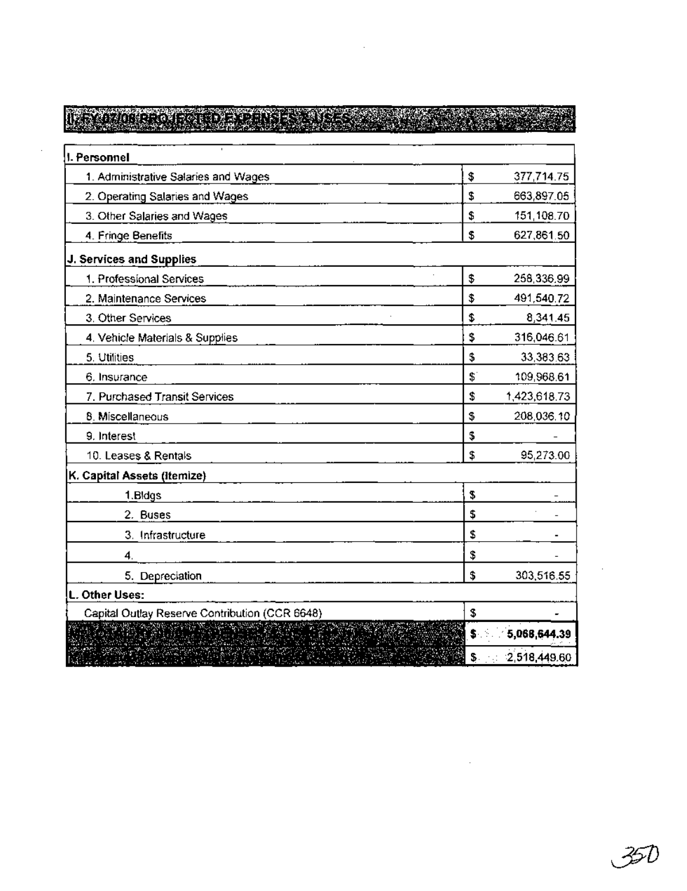## II. FY 07/08 PROJECTED EXPENSES & USES

| I. Personnel | | |
|---|---|---|
| 1. Administrative Salaries and Wages | $ | 377,714.75 |
| 2. Operating Salaries and Wages | $ | 663,897.05 |
| 3. Other Salaries and Wages | $ | 151,108.70 |
| 4. Fringe Benefits | $ | 627,861.50 |
| **J. Services and Supplies** | | |
| 1. Professional Services | $ | 258,336.99 |
| 2. Maintenance Services | $ | 491,540.72 |
| 3. Other Services | $ | 8,341.45 |
| 4. Vehicle Materials & Supplies | $ | 316,046.61 |
| 5. Utilities | $ | 33,383.63 |
| 6. Insurance | $ | 109,968.61 |
| 7. Purchased Transit Services | $ | 1,423,618.73 |
| 8. Miscellaneous | $ | 208,036.10 |
| 9. Interest | $ | - |
| 10. Leases & Rentals | $ | 95,273.00 |
| **K. Capital Assets (Itemize)** | | |
| 1. Bldgs | $ | - |
| 2. Buses | $ | - |
| 3. Infrastructure | $ | - |
| 4. | $ | - |
| 5. Depreciation | $ | 303,516.55 |
| **L. Other Uses:** | | |
| Capital Outlay Reserve Contribution (CCR 6648) | $ | - |
| | **$** | **5,068,644.39** |
| | $ | 2,518,449.60 |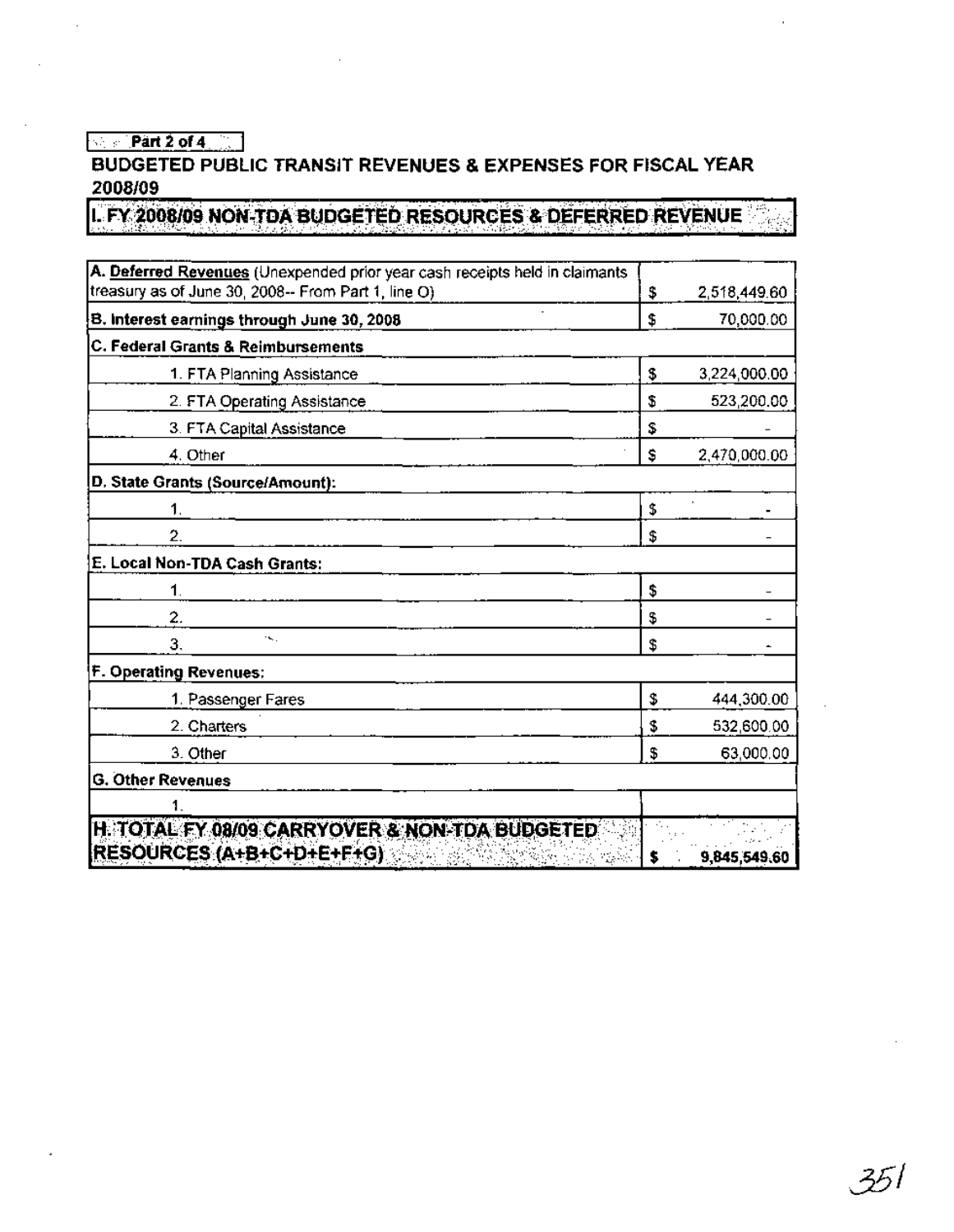Part 2 of 4

## BUDGETED PUBLIC TRANSIT REVENUES & EXPENSES FOR FISCAL YEAR 2008/09

### I. FY 2008/09 NON-TDA BUDGETED RESOURCES & DEFERRED REVENUE

| Item | | Amount |
|---|---|---|
| **A. Deferred Revenues** (Unexpended prior year cash receipts held in claimants treasury as of June 30, 2008-- From Part 1, line O) | $ | 2,518,449.60 |
| **B. Interest earnings through June 30, 2008** | $ | 70,000.00 |
| **C. Federal Grants & Reimbursements** | | |
| 1. FTA Planning Assistance | $ | 3,224,000.00 |
| 2. FTA Operating Assistance | $ | 523,200.00 |
| 3. FTA Capital Assistance | $ | - |
| 4. Other | $ | 2,470,000.00 |
| **D. State Grants (Source/Amount):** | | |
| 1. | $ | - |
| 2. | $ | - |
| **E. Local Non-TDA Cash Grants:** | | |
| 1. | $ | - |
| 2. | $ | - |
| 3. | $ | - |
| **F. Operating Revenues:** | | |
| 1. Passenger Fares | $ | 444,300.00 |
| 2. Charters | $ | 532,600.00 |
| 3. Other | $ | 63,000.00 |
| **G. Other Revenues** | | |
| 1. | | |
| **H. TOTAL FY 08/09 CARRYOVER & NON-TDA BUDGETED RESOURCES (A+B+C+D+E+F+G)** | $ | 9,845,549.60 |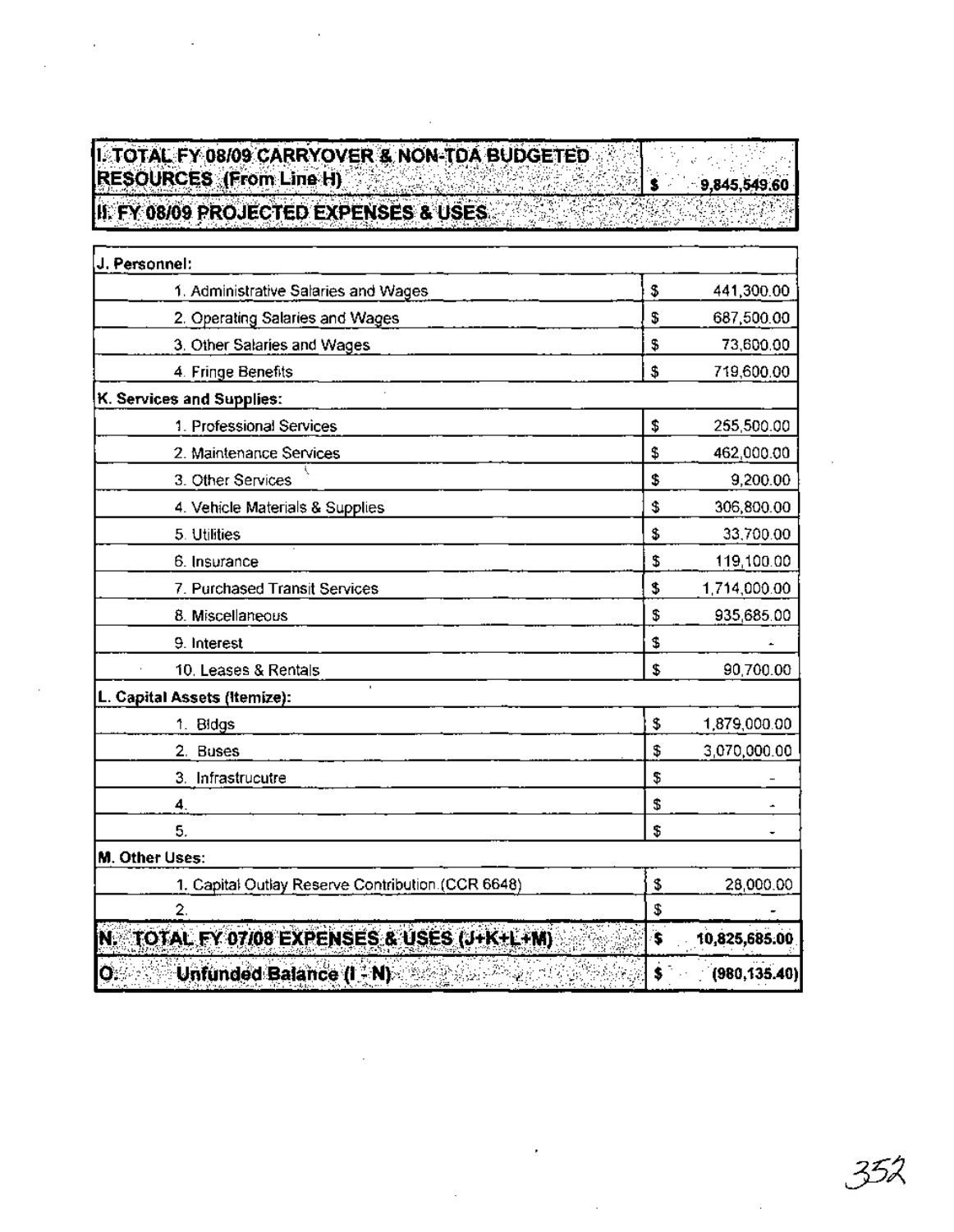| I. TOTAL FY 08/09 CARRYOVER & NON-TDA BUDGETED RESOURCES (From Line H) | $ 9,845,549.60 |
|---|---|
| **II. FY 08/09 PROJECTED EXPENSES & USES** | |

| | | |
|---|---|---|
| **J. Personnel:** | | |
| 1. Administrative Salaries and Wages | $ | 441,300.00 |
| 2. Operating Salaries and Wages | $ | 687,500.00 |
| 3. Other Salaries and Wages | $ | 73,600.00 |
| 4. Fringe Benefits | $ | 719,600.00 |
| **K. Services and Supplies:** | | |
| 1. Professional Services | $ | 255,500.00 |
| 2. Maintenance Services | $ | 462,000.00 |
| 3. Other Services | $ | 9,200.00 |
| 4. Vehicle Materials & Supplies | $ | 306,800.00 |
| 5. Utilities | $ | 33,700.00 |
| 6. Insurance | $ | 119,100.00 |
| 7. Purchased Transit Services | $ | 1,714,000.00 |
| 8. Miscellaneous | $ | 935,685.00 |
| 9. Interest | $ | - |
| 10. Leases & Rentals | $ | 90,700.00 |
| **L. Capital Assets (Itemize):** | | |
| 1. Bldgs | $ | 1,879,000.00 |
| 2. Buses | $ | 3,070,000.00 |
| 3. Infrastrucutre | $ | - |
| 4. | $ | - |
| 5. | $ | - |
| **M. Other Uses:** | | |
| 1. Capital Outlay Reserve Contribution (CCR 6648) | $ | 28,000.00 |
| 2. | $ | - |
| **N. TOTAL FY 07/08 EXPENSES & USES (J+K+L+M)** | **$** | **10,825,685.00** |
| **O. Unfunded Balance (I - N)** | **$** | **(980,135.40)** |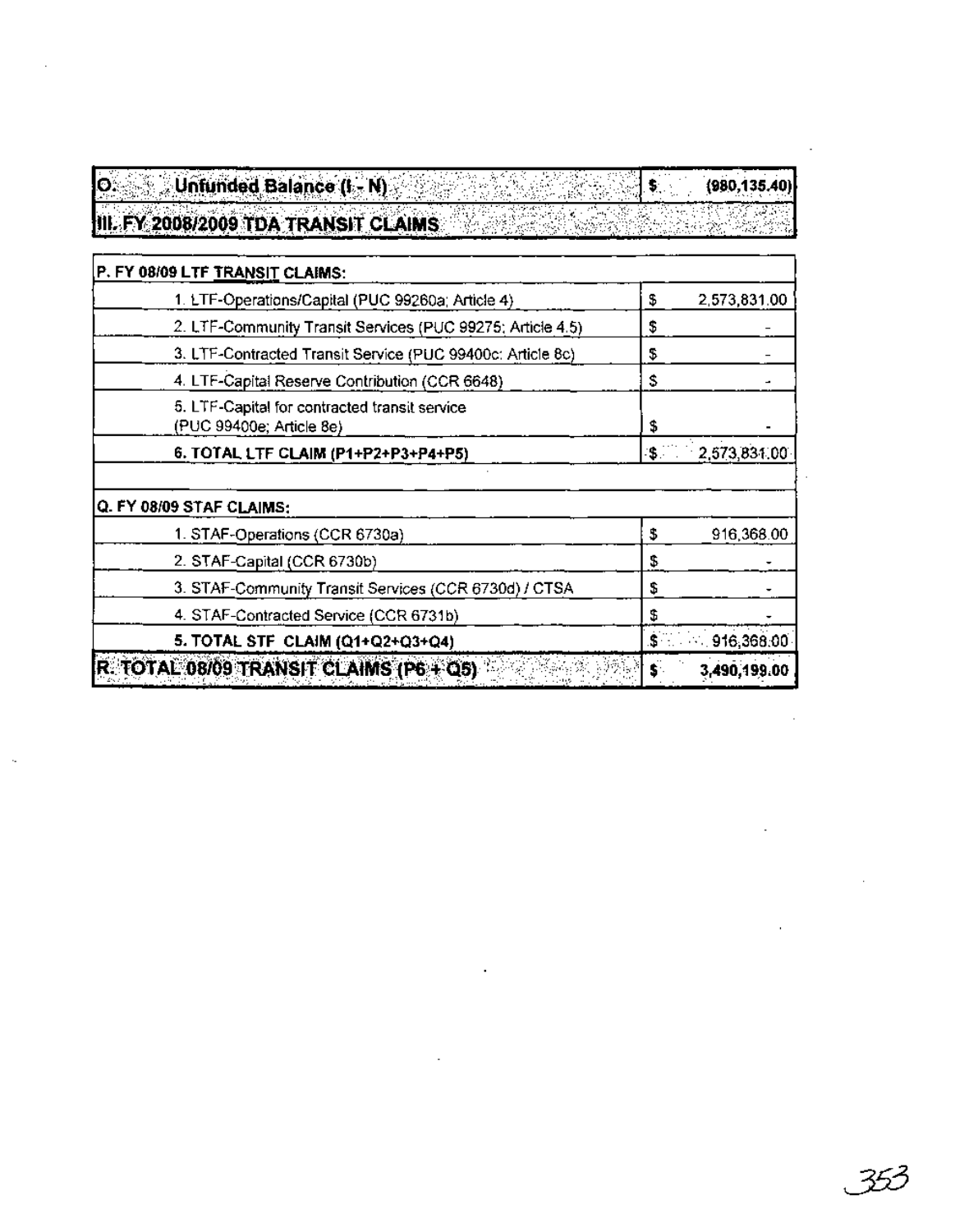| O. Unfunded Balance (I - N) | $ | (980,135.40) |
|---|---|---|
| **III. FY 2008/2009 TDA TRANSIT CLAIMS** | | |

| P. FY 08/09 LTF TRANSIT CLAIMS: | | |
|---|---|---|
| 1. LTF-Operations/Capital (PUC 99260a; Article 4) | $ | 2,573,831.00 |
| 2. LTF-Community Transit Services (PUC 99275; Article 4.5) | $ | - |
| 3. LTF-Contracted Transit Service (PUC 99400c; Article 8c) | $ | - |
| 4. LTF-Capital Reserve Contribution (CCR 6648) | $ | - |
| 5. LTF-Capital for contracted transit service (PUC 99400e; Article 8e) | $ | - |
| **6. TOTAL LTF CLAIM (P1+P2+P3+P4+P5)** | $ | 2,573,831.00 |
| | | |
| **Q. FY 08/09 STAF CLAIMS:** | | |
| 1. STAF-Operations (CCR 6730a) | $ | 916,368.00 |
| 2. STAF-Capital (CCR 6730b) | $ | - |
| 3. STAF-Community Transit Services (CCR 6730d) / CTSA | $ | - |
| 4. STAF-Contracted Service (CCR 6731b) | $ | - |
| **5. TOTAL STF CLAIM (Q1+Q2+Q3+Q4)** | $ | 916,368.00 |
| **R. TOTAL 08/09 TRANSIT CLAIMS (P6 + Q5)** | $ | 3,490,199.00 |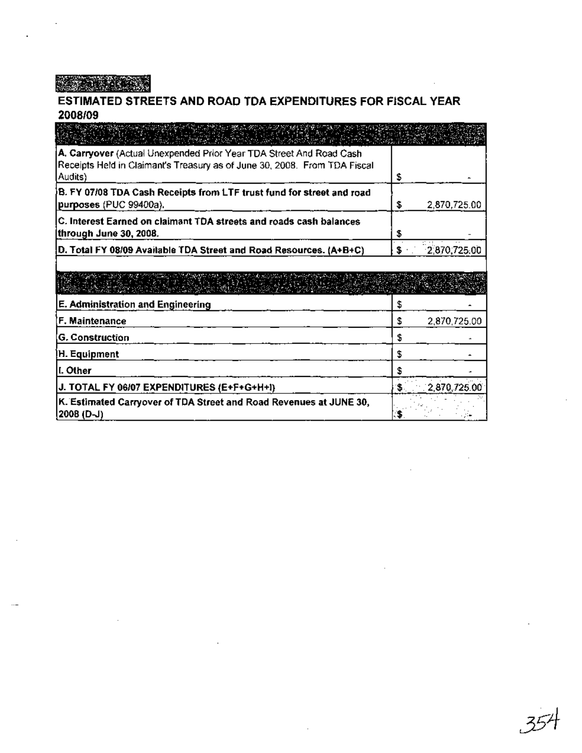## ESTIMATED STREETS AND ROAD TDA EXPENDITURES FOR FISCAL YEAR 2008/09

| | |
|---|---|
| **A. Carryover** (Actual Unexpended Prior Year TDA Street And Road Cash Receipts Held in Claimant's Treasury as of June 30, 2008. From TDA Fiscal Audits) | $ - |
| **B. FY 07/08 TDA Cash Receipts from LTF trust fund for street and road purposes** (PUC 99400a). | $ 2,870,725.00 |
| **C. Interest Earned on claimant TDA streets and roads cash balances through June 30, 2008.** | $ - |
| **D. Total FY 08/09 Available TDA Street and Road Resources. (A+B+C)** | $ 2,870,725.00 |
| | |
| **E. Administration and Engineering** | $ - |
| **F. Maintenance** | $ 2,870,725.00 |
| **G. Construction** | $ - |
| **H. Equipment** | $ - |
| **I. Other** | $ - |
| **J. TOTAL FY 06/07 EXPENDITURES (E+F+G+H+I)** | $ 2,870,725.00 |
| **K. Estimated Carryover of TDA Street and Road Revenues at JUNE 30, 2008 (D-J)** | $ - |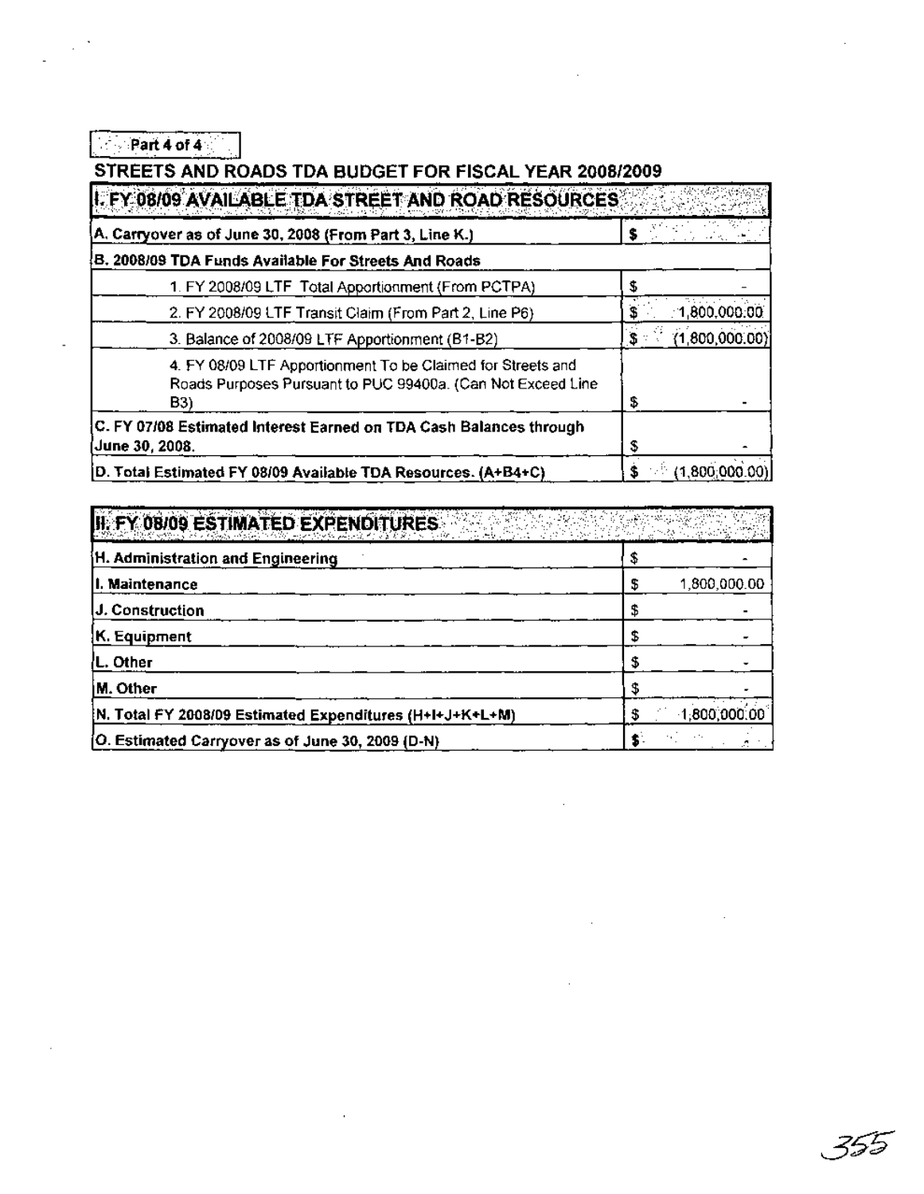Part 4 of 4

## STREETS AND ROADS TDA BUDGET FOR FISCAL YEAR 2008/2009

| I. FY 08/09 AVAILABLE TDA STREET AND ROAD RESOURCES | |
|---|---|
| A. Carryover as of June 30, 2008 (From Part 3, Line K.) | $ - |
| B. 2008/09 TDA Funds Available For Streets And Roads | |
| 1. FY 2008/09 LTF Total Apportionment (From PCTPA) | $ - |
| 2. FY 2008/09 LTF Transit Claim (From Part 2, Line P6) | $ 1,800,000.00 |
| 3. Balance of 2008/09 LTF Apportionment (B1-B2) | $ (1,800,000.00) |
| 4. FY 08/09 LTF Apportionment To be Claimed for Streets and Roads Purposes Pursuant to PUC 99400a. (Can Not Exceed Line B3) | $ - |
| C. FY 07/08 Estimated Interest Earned on TDA Cash Balances through June 30, 2008. | $ - |
| D. Total Estimated FY 08/09 Available TDA Resources. (A+B4+C) | $ (1,800,000.00) |

| II. FY 08/09 ESTIMATED EXPENDITURES | |
|---|---|
| H. Administration and Engineering | $ - |
| I. Maintenance | $ 1,800,000.00 |
| J. Construction | $ - |
| K. Equipment | $ - |
| L. Other | $ - |
| M. Other | $ - |
| N. Total FY 2008/09 Estimated Expenditures (H+I+J+K+L+M) | $ 1,800,000.00 |
| O. Estimated Carryover as of June 30, 2009 (D-N) | $ - |